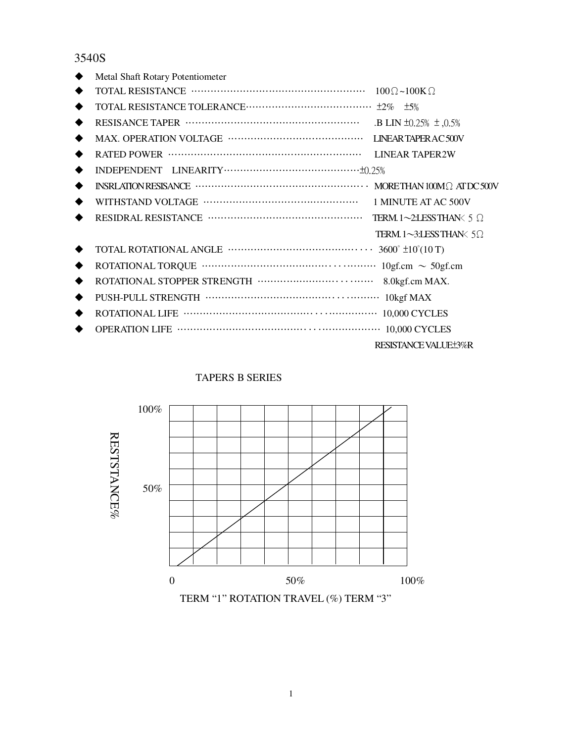# 3540S

- Metal Shaft Rotary Potentiometer
- TOTAL RESISTANCE ………………………………………………… 100Ω~100KΩ
- TOTAL RESISTANCE TOLERANCE………………………………… ±2% ±5%
- RESISANCE TAPER ………………………………………………… .B LIN ±0.25% ±,0.5%
- MAX. OPERATION VOLTAGE …………………………………… LINEAR TAPER AC 500V
- RATED POWER …………………………………………………… LINEAR TAPER2W
- INDEPENDENT LINEARITY……………………………………±0.25%
- INSRLATION RESISANCE ……………………………………………… MORE THAN 100MΩ AT DC 500V
- WITHSTAND VOLTAGE ………………………………………… 1 MINUTE AT AC 500V
- RESIDRAL RESISTANCE ………………………………………… TERM. 1~2:LESS THAN< 5 Ω
  TERM. 1~3:LESS THAN< 5Ω
- TOTAL ROTATIONAL ANGLE ……………………………………… 3600° ±10°(10 T)
- ROTATIONAL TORQUE …………………………………………… 10gf.cm ~ 50gf.cm
- ROTATIONAL STOPPER STRENGTH ……………………………… 8.0kgf.cm MAX.
- PUSH-PULL STRENGTH ……………………………………………… 10kgf MAX
- ROTATIONAL LIFE …………………………………………………… 10,000 CYCLES
- OPERATION LIFE …………………………………………………… 10,000 CYCLES
  RESISTANCE VALUE±3%R

TAPERS B SERIES

RESTSTANCE%

100%

50%

0 50% 100%

TERM "1" ROTATION TRAVEL (%) TERM "3"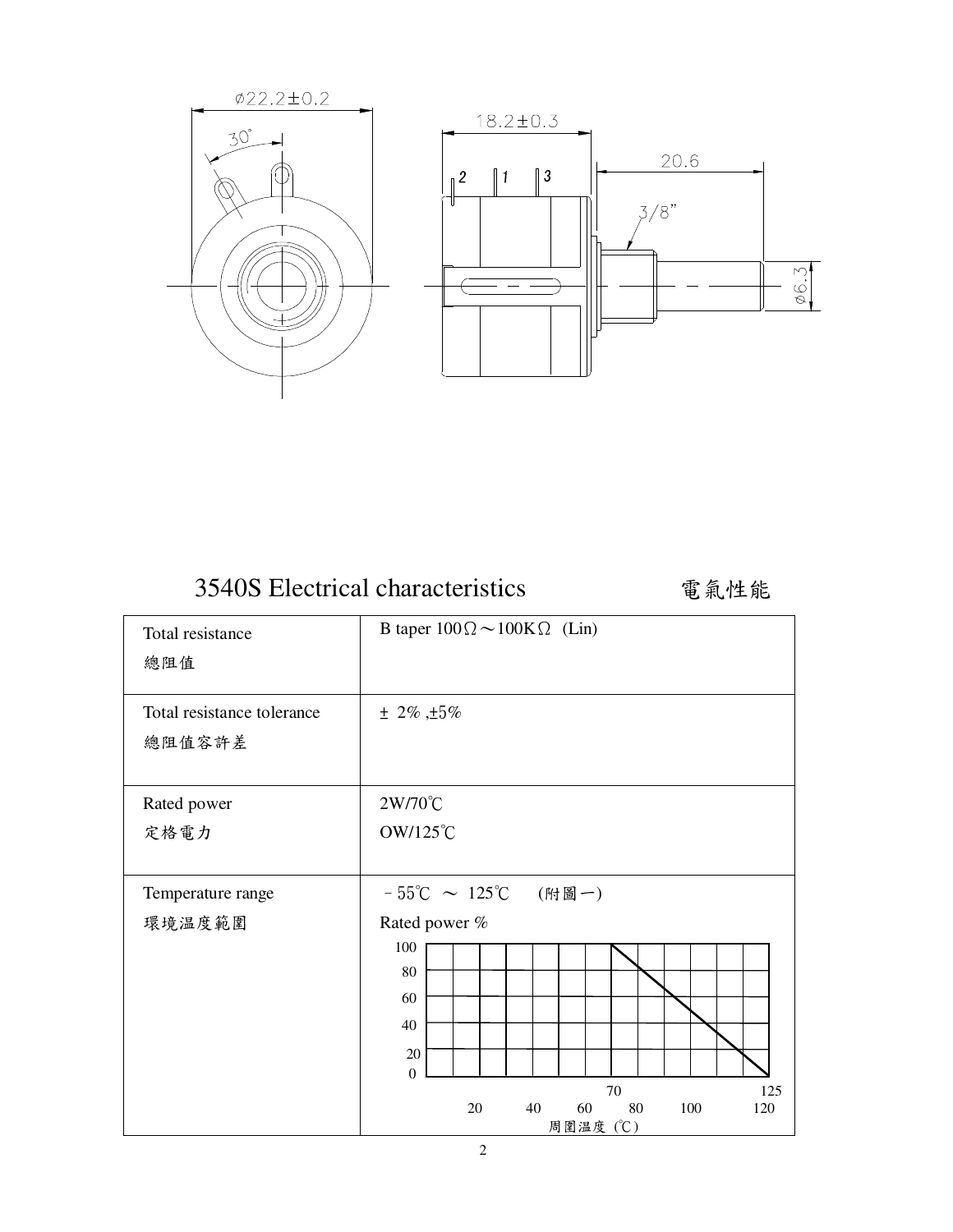# 3540S Electrical characteristics 電氣性能

| | |
|---|---|
| Total resistance<br>總阻值 | B taper 100Ω～100KΩ (Lin) |
| Total resistance tolerance<br>總阻值容許差 | ± 2% ,±5% |
| Rated power<br>定格電力 | 2W/70℃<br>OW/125℃ |
| Temperature range<br>環境溫度範圍 | －55℃ ～ 125℃ (附圖一)<br>Rated power % |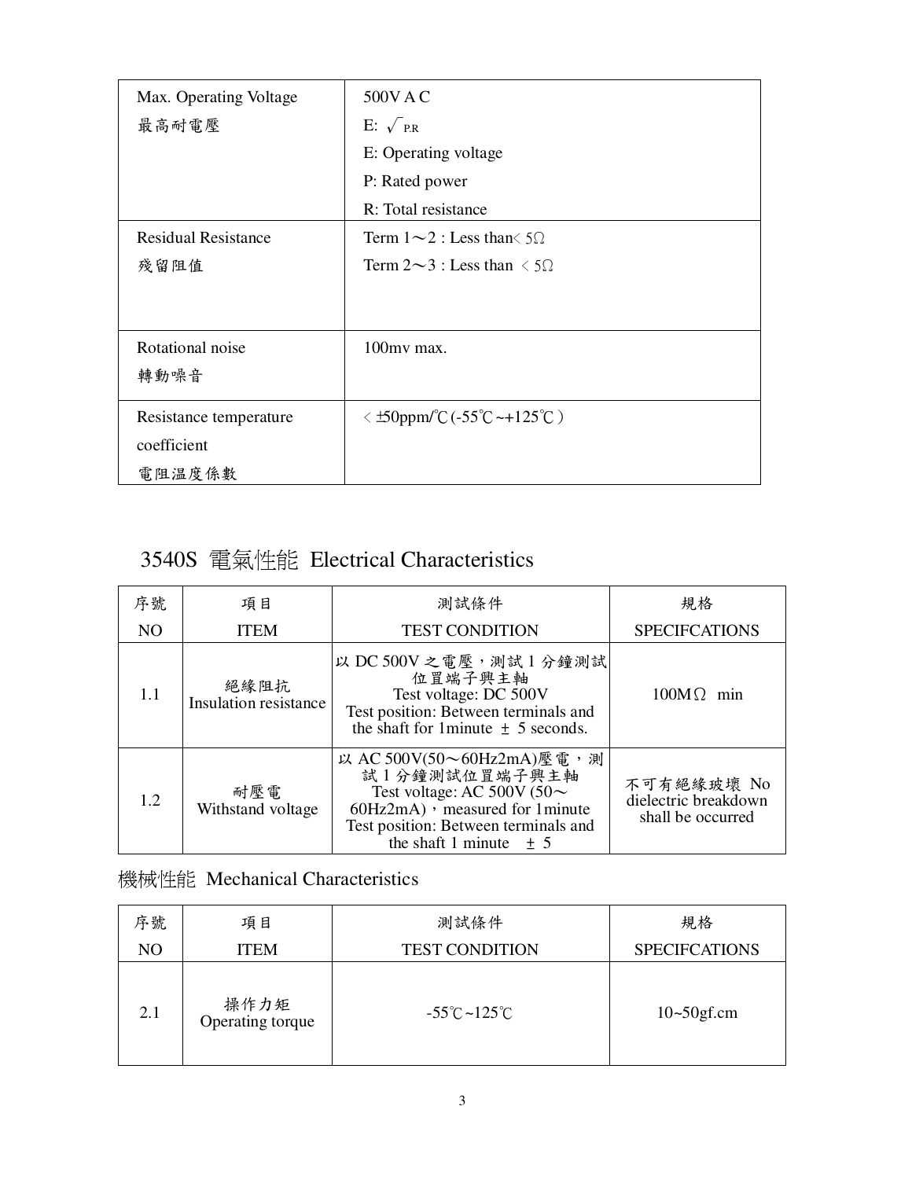| Max. Operating Voltage<br>最高耐電壓 | 500V A C<br>E: $\sqrt{P.R}$<br>E: Operating voltage<br>P: Rated power<br>R: Total resistance |
|---|---|
| Residual Resistance<br>殘留阻值 | Term 1～2 : Less than< 5Ω<br>Term 2～3 : Less than < 5Ω |
| Rotational noise<br>轉動噪音 | 100mv max. |
| Resistance temperature coefficient<br>電阻溫度係數 | < ±50ppm/℃ (-55℃~+125℃ ) |

## 3540S 電氣性能 Electrical Characteristics

| 序號<br>NO | 項目<br>ITEM | 測試條件<br>TEST CONDITION | 規格<br>SPECIFCATIONS |
|---|---|---|---|
| 1.1 | 絕緣阻抗<br>Insulation resistance | 以 DC 500V 之電壓，測試 1 分鐘測試位置端子興主軸<br>Test voltage: DC 500V<br>Test position: Between terminals and the shaft for 1minute ± 5 seconds. | 100MΩ min |
| 1.2 | 耐壓電<br>Withstand voltage | 以 AC 500V(50～60Hz2mA)壓電，測試 1 分鐘測試位置端子興主軸<br>Test voltage: AC 500V (50～60Hz2mA)，measured for 1minute<br>Test position: Between terminals and the shaft 1 minute ± 5 | 不可有絕緣玻壞 No dielectric breakdown shall be occurred |

## 機械性能 Mechanical Characteristics

| 序號<br>NO | 項目<br>ITEM | 測試條件<br>TEST CONDITION | 規格<br>SPECIFCATIONS |
|---|---|---|---|
| 2.1 | 操作力矩<br>Operating torque | -55℃~125℃ | 10~50gf.cm |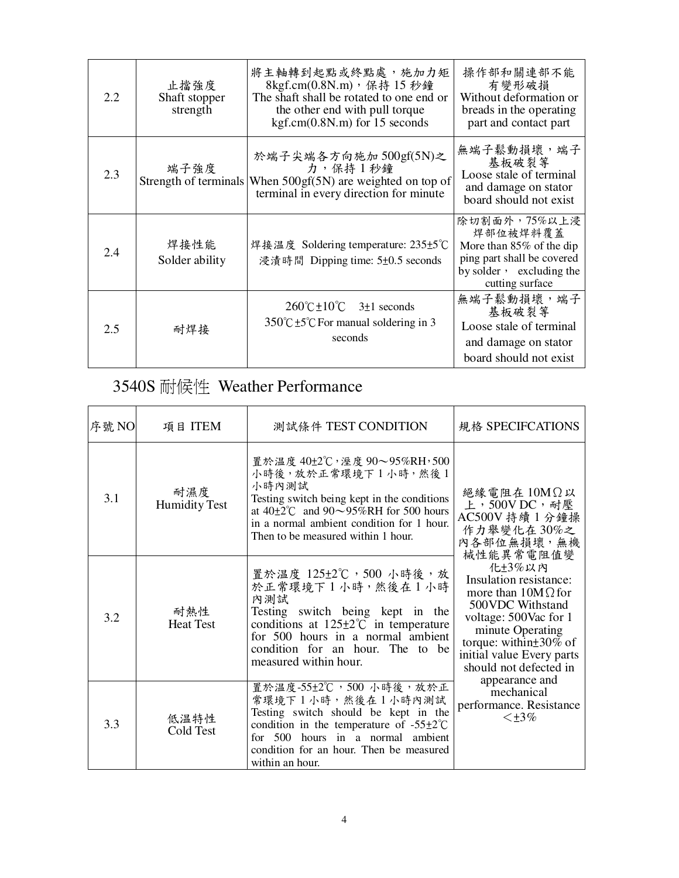| 2.2 | 止擋強度<br>Shaft stopper strength | 將主軸轉到起點或終點處，施加力矩 8kgf.cm(0.8N.m)，保持 15 秒鐘<br>The shaft shall be rotated to one end or the other end with pull torque kgf.cm(0.8N.m) for 15 seconds | 操作部和關連部不能有變形破損<br>Without deformation or breads in the operating part and contact part |
|---|---|---|---|
| 2.3 | 端子強度<br>Strength of terminals | 於端子尖端各方向施加 500gf(5N)之力，保持 1 秒鐘<br>When 500gf(5N) are weighted on top of terminal in every direction for minute | 無端子鬆動損壞，端子基板破裂等<br>Loose stale of terminal and damage on stator board should not exist |
| 2.4 | 焊接性能<br>Solder ability | 焊接溫度 Soldering temperature: 235±5℃<br>浸漬時間 Dipping time: 5±0.5 seconds | 除切割面外，75%以上浸焊部位被焊料覆蓋<br>More than 85% of the dip ping part shall be covered by solder， excluding the cutting surface |
| 2.5 | 耐焊接 | 260℃±10℃ 3±1 seconds<br>350℃±5℃ For manual soldering in 3 seconds | 無端子鬆動損壞，端子基板破裂等<br>Loose stale of terminal and damage on stator board should not exist |

## 3540S 耐候性 Weather Performance

| 序號 NO | 項目 ITEM | 測試條件 TEST CONDITION | 規格 SPECIFCATIONS |
|---|---|---|---|
| 3.1 | 耐濕度<br>Humidity Test | 置於溫度 40±2℃，溼度 90～95%RH，500 小時後，放於正常環境下 1 小時，然後 1 小時內測試<br>Testing switch being kept in the conditions at 40±2℃ and 90～95%RH for 500 hours in a normal ambient condition for 1 hour. Then to be measured within 1 hour. | 絕緣電阻在 10MΩ以上，500V DC，耐壓 AC500V 持續 1 分鐘操作力舉變化在 30%之內各部位無損壞，無機械性能異常電阻值變化±3%以內<br>Insulation resistance: more than 10MΩ for 500VDC Withstand voltage: 500Vac for 1 minute Operating torque: within±30% of initial value Every parts should not defected in appearance and mechanical performance. Resistance ＜±3% |
| 3.2 | 耐熱性<br>Heat Test | 置於溫度 125±2℃，500 小時後，放於正常環境下 1 小時，然後在 1 小時內測試<br>Testing switch being kept in the conditions at 125±2℃ in temperature for 500 hours in a normal ambient condition for an hour. The to be measured within hour. | |
| 3.3 | 低温特性<br>Cold Test | 置於溫度-55±2℃，500 小時後，放於正常環境下 1 小時，然後在 1 小時內測試<br>Testing switch should be kept in the condition in the temperature of -55±2℃ for 500 hours in a normal ambient condition for an hour. Then be measured within an hour. | |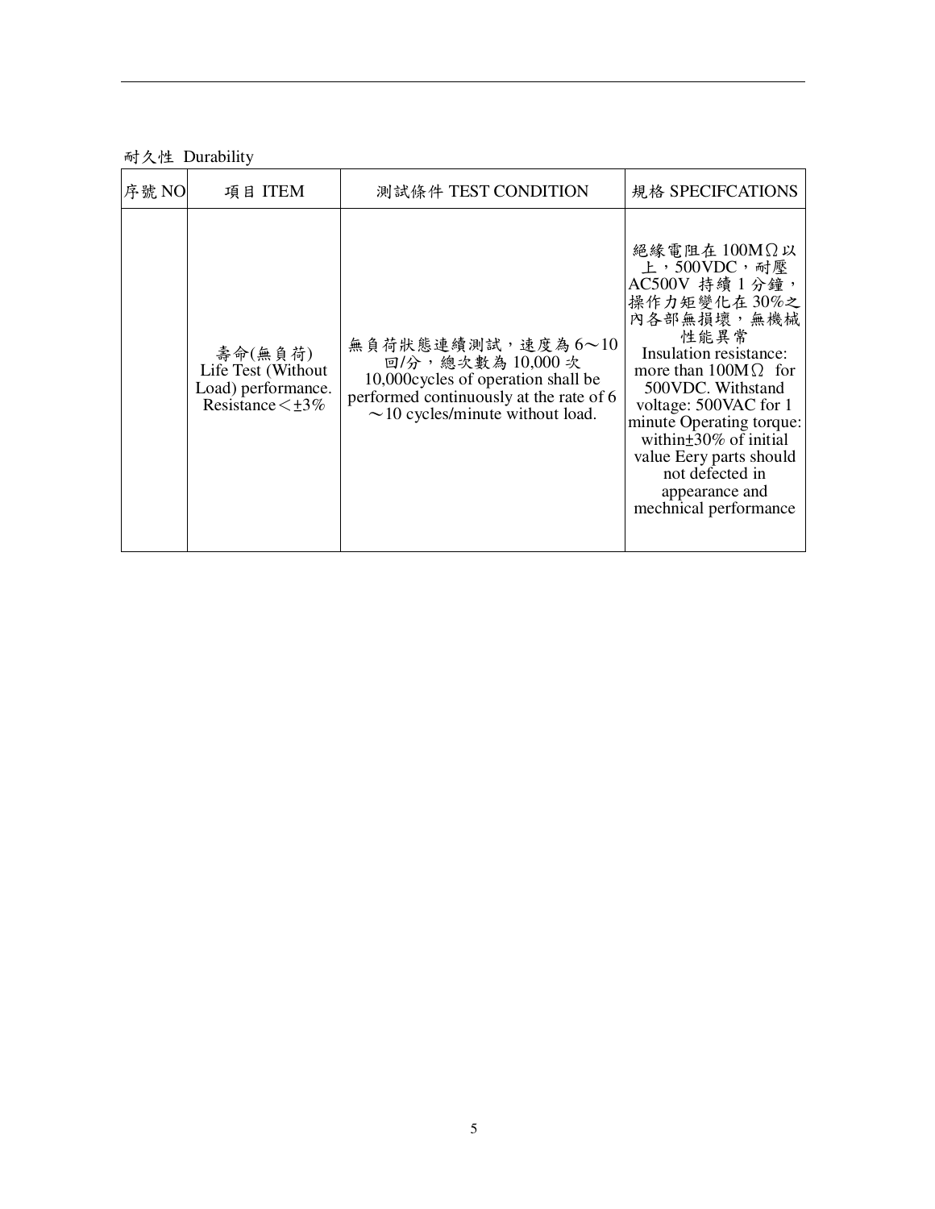耐久性 Durability

| 序號 NO | 項目 ITEM | 測試條件 TEST CONDITION | 規格 SPECIFCATIONS |
| --- | --- | --- | --- |
| | 壽命(無負荷) Life Test (Without Load) performance. Resistance＜±3% | 無負荷狀態連續測試，速度為 6～10 回/分，總次數為 10,000 次 10,000cycles of operation shall be performed continuously at the rate of 6～10 cycles/minute without load. | 絕緣電阻在 100MΩ以上，500VDC，耐壓 AC500V 持續 1 分鐘，操作力矩變化在 30%之內各部無損壞，無機械性能異常 Insulation resistance: more than 100MΩ for 500VDC. Withstand voltage: 500VAC for 1 minute Operating torque: within±30% of initial value Eery parts should not defected in appearance and mechnical performance |